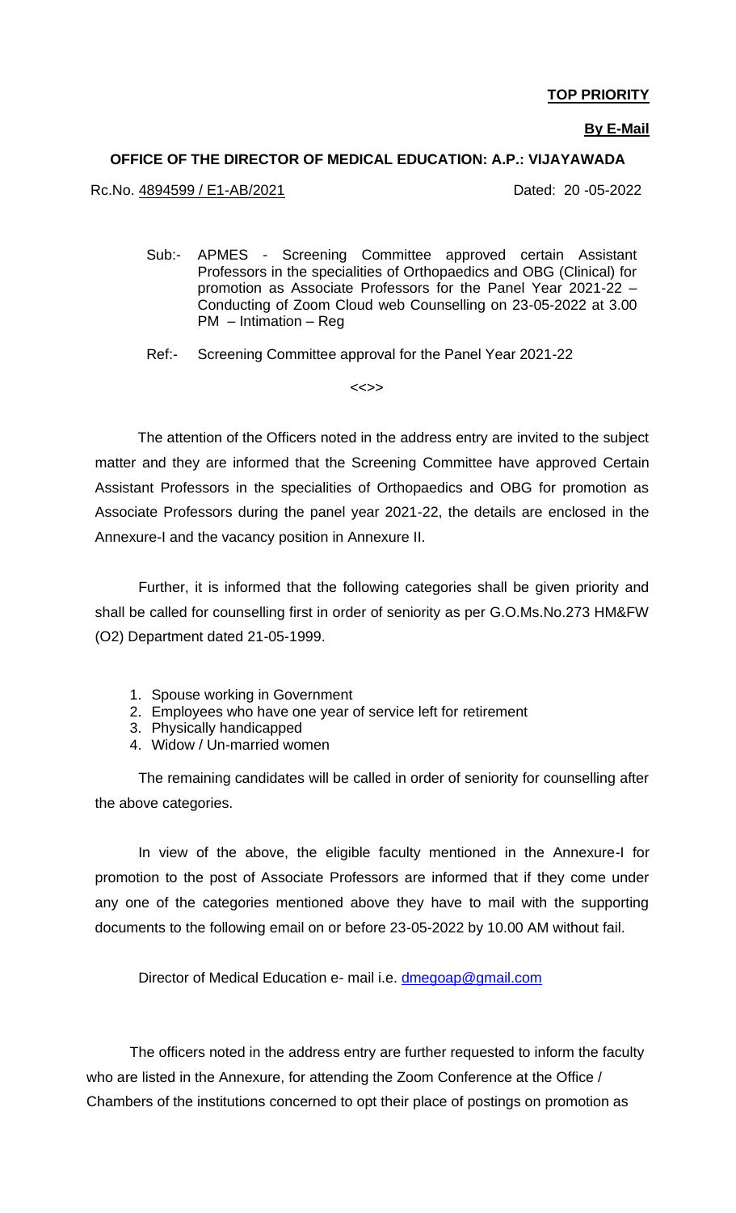**TOP PRIORITY**

**By E-Mail**

**OFFICE OF THE DIRECTOR OF MEDICAL EDUCATION: A.P.: VIJAYAWADA**

Rc.No. 4894599 / E1-AB/2021 Dated: 20 -05-2022

Sub:- APMES - Screening Committee approved certain Assistant Professors in the specialities of Orthopaedics and OBG (Clinical) for promotion as Associate Professors for the Panel Year 2021-22 – Conducting of Zoom Cloud web Counselling on 23-05-2022 at 3.00 PM – Intimation – Reg

Ref:- Screening Committee approval for the Panel Year 2021-22

<<>>

The attention of the Officers noted in the address entry are invited to the subject matter and they are informed that the Screening Committee have approved Certain Assistant Professors in the specialities of Orthopaedics and OBG for promotion as Associate Professors during the panel year 2021-22, the details are enclosed in the Annexure-I and the vacancy position in Annexure II.

Further, it is informed that the following categories shall be given priority and shall be called for counselling first in order of seniority as per G.O.Ms.No.273 HM&FW (O2) Department dated 21-05-1999.

1. Spouse working in Government
2. Employees who have one year of service left for retirement
3. Physically handicapped
4. Widow / Un-married women

The remaining candidates will be called in order of seniority for counselling after the above categories.

In view of the above, the eligible faculty mentioned in the Annexure-I for promotion to the post of Associate Professors are informed that if they come under any one of the categories mentioned above they have to mail with the supporting documents to the following email on or before 23-05-2022 by 10.00 AM without fail.

Director of Medical Education e- mail i.e. dmegoap@gmail.com

The officers noted in the address entry are further requested to inform the faculty who are listed in the Annexure, for attending the Zoom Conference at the Office / Chambers of the institutions concerned to opt their place of postings on promotion as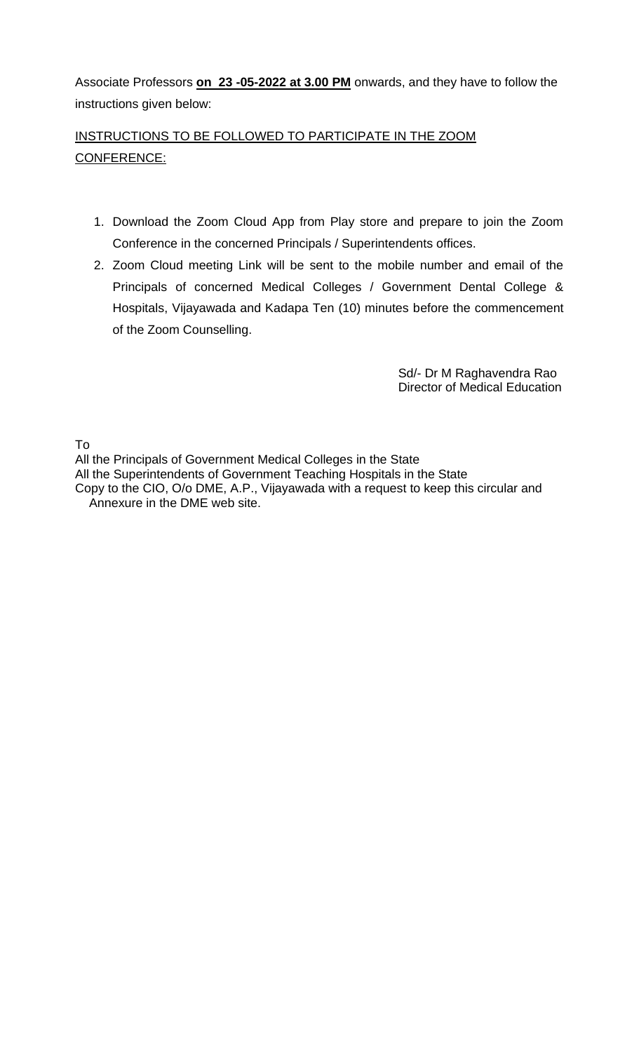Associate Professors **on 23 -05-2022 at 3.00 PM** onwards, and they have to follow the instructions given below:

INSTRUCTIONS TO BE FOLLOWED TO PARTICIPATE IN THE ZOOM CONFERENCE:

1. Download the Zoom Cloud App from Play store and prepare to join the Zoom Conference in the concerned Principals / Superintendents offices.
2. Zoom Cloud meeting Link will be sent to the mobile number and email of the Principals of concerned Medical Colleges / Government Dental College & Hospitals, Vijayawada and Kadapa Ten (10) minutes before the commencement of the Zoom Counselling.

Sd/- Dr M Raghavendra Rao
Director of Medical Education

To
All the Principals of Government Medical Colleges in the State
All the Superintendents of Government Teaching Hospitals in the State
Copy to the CIO, O/o DME, A.P., Vijayawada with a request to keep this circular and Annexure in the DME web site.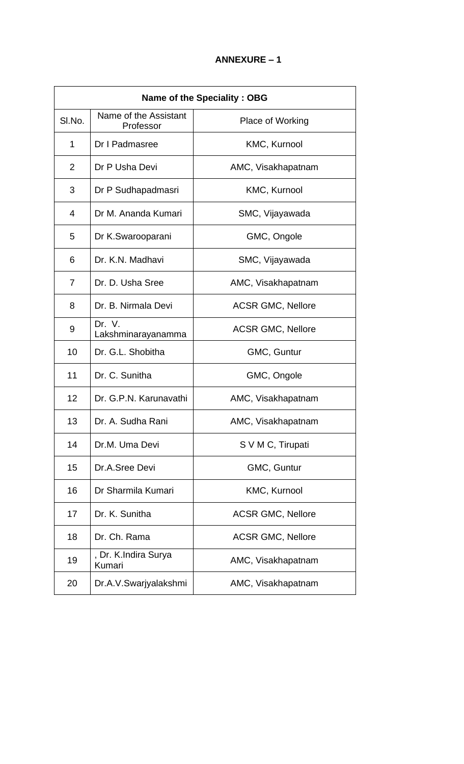**ANNEXURE – 1**

| Name of the Speciality : OBG | | |
|---|---|---|
| Sl.No. | Name of the Assistant Professor | Place of Working |
| 1 | Dr I Padmasree | KMC, Kurnool |
| 2 | Dr P Usha Devi | AMC, Visakhapatnam |
| 3 | Dr P Sudhapadmasri | KMC, Kurnool |
| 4 | Dr M. Ananda Kumari | SMC, Vijayawada |
| 5 | Dr K.Swarooparani | GMC, Ongole |
| 6 | Dr. K.N. Madhavi | SMC, Vijayawada |
| 7 | Dr. D. Usha Sree | AMC, Visakhapatnam |
| 8 | Dr. B. Nirmala Devi | ACSR GMC, Nellore |
| 9 | Dr. V. Lakshminarayanamma | ACSR GMC, Nellore |
| 10 | Dr. G.L. Shobitha | GMC, Guntur |
| 11 | Dr. C. Sunitha | GMC, Ongole |
| 12 | Dr. G.P.N. Karunavathi | AMC, Visakhapatnam |
| 13 | Dr. A. Sudha Rani | AMC, Visakhapatnam |
| 14 | Dr.M. Uma Devi | S V M C, Tirupati |
| 15 | Dr.A.Sree Devi | GMC, Guntur |
| 16 | Dr Sharmila Kumari | KMC, Kurnool |
| 17 | Dr. K. Sunitha | ACSR GMC, Nellore |
| 18 | Dr. Ch. Rama | ACSR GMC, Nellore |
| 19 | , Dr. K.Indira Surya Kumari | AMC, Visakhapatnam |
| 20 | Dr.A.V.Swarjyalakshmi | AMC, Visakhapatnam |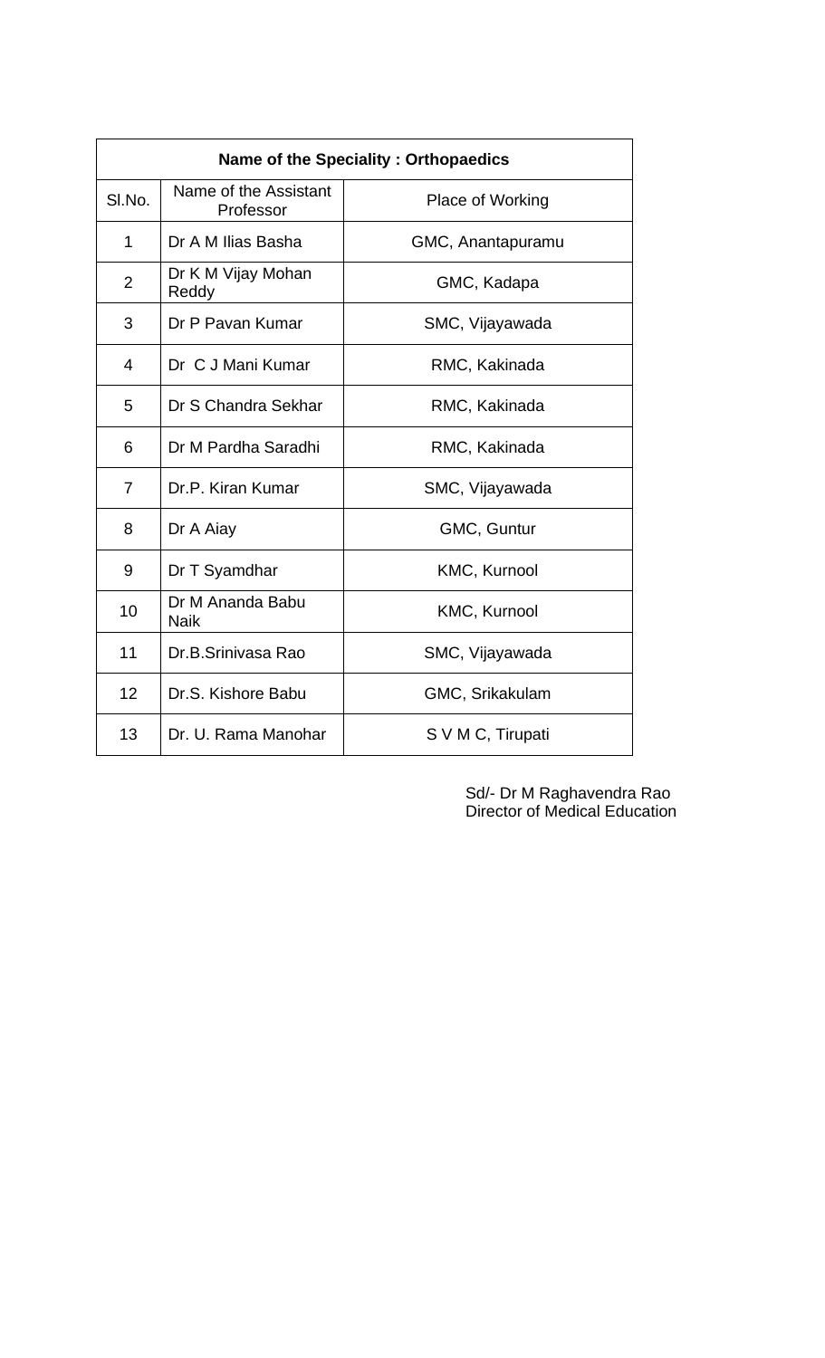| Name of the Speciality : Orthopaedics | | |
|---|---|---|
| Sl.No. | Name of the Assistant Professor | Place of Working |
| 1 | Dr A M Ilias Basha | GMC, Anantapuramu |
| 2 | Dr K M Vijay Mohan Reddy | GMC, Kadapa |
| 3 | Dr P Pavan Kumar | SMC, Vijayawada |
| 4 | Dr C J Mani Kumar | RMC, Kakinada |
| 5 | Dr S Chandra Sekhar | RMC, Kakinada |
| 6 | Dr M Pardha Saradhi | RMC, Kakinada |
| 7 | Dr.P. Kiran Kumar | SMC, Vijayawada |
| 8 | Dr A Aiay | GMC, Guntur |
| 9 | Dr T Syamdhar | KMC, Kurnool |
| 10 | Dr M Ananda Babu Naik | KMC, Kurnool |
| 11 | Dr.B.Srinivasa Rao | SMC, Vijayawada |
| 12 | Dr.S. Kishore Babu | GMC, Srikakulam |
| 13 | Dr. U. Rama Manohar | S V M C, Tirupati |

Sd/- Dr M Raghavendra Rao
Director of Medical Education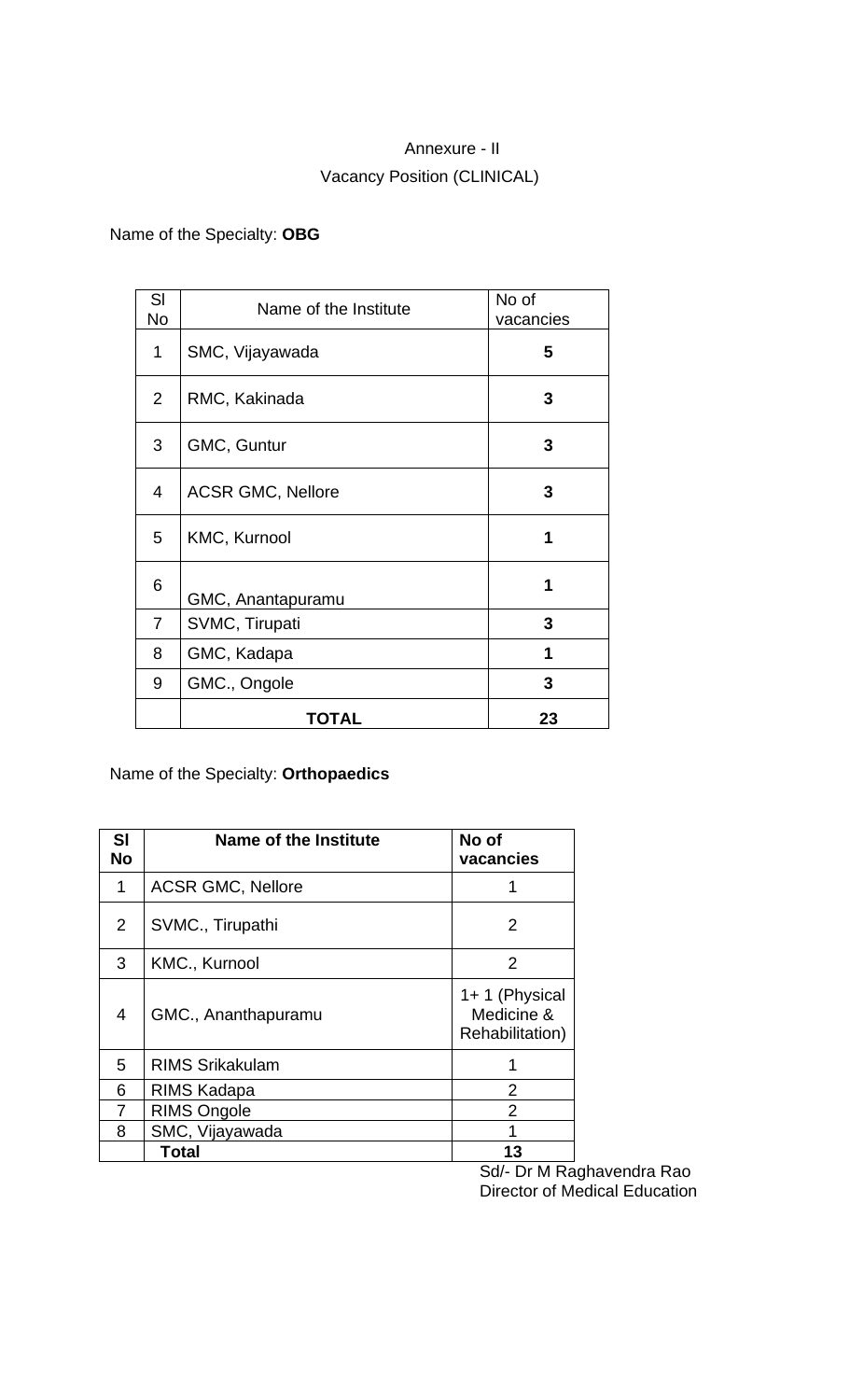Annexure - II

Vacancy Position (CLINICAL)

Name of the Specialty: **OBG**

| Sl No | Name of the Institute | No of vacancies |
|---|---|---|
| 1 | SMC, Vijayawada | **5** |
| 2 | RMC, Kakinada | **3** |
| 3 | GMC, Guntur | **3** |
| 4 | ACSR GMC, Nellore | **3** |
| 5 | KMC, Kurnool | **1** |
| 6 | GMC, Anantapuramu | **1** |
| 7 | SVMC, Tirupati | **3** |
| 8 | GMC, Kadapa | **1** |
| 9 | GMC., Ongole | **3** |
| | **TOTAL** | **23** |

Name of the Specialty: **Orthopaedics**

| Sl No | Name of the Institute | No of vacancies |
|---|---|---|
| 1 | ACSR GMC, Nellore | 1 |
| 2 | SVMC., Tirupathi | 2 |
| 3 | KMC., Kurnool | 2 |
| 4 | GMC., Ananthapuramu | 1+ 1 (Physical Medicine & Rehabilitation) |
| 5 | RIMS Srikakulam | 1 |
| 6 | RIMS Kadapa | 2 |
| 7 | RIMS Ongole | 2 |
| 8 | SMC, Vijayawada | 1 |
| | **Total** | **13** |

Sd/- Dr M Raghavendra Rao
Director of Medical Education